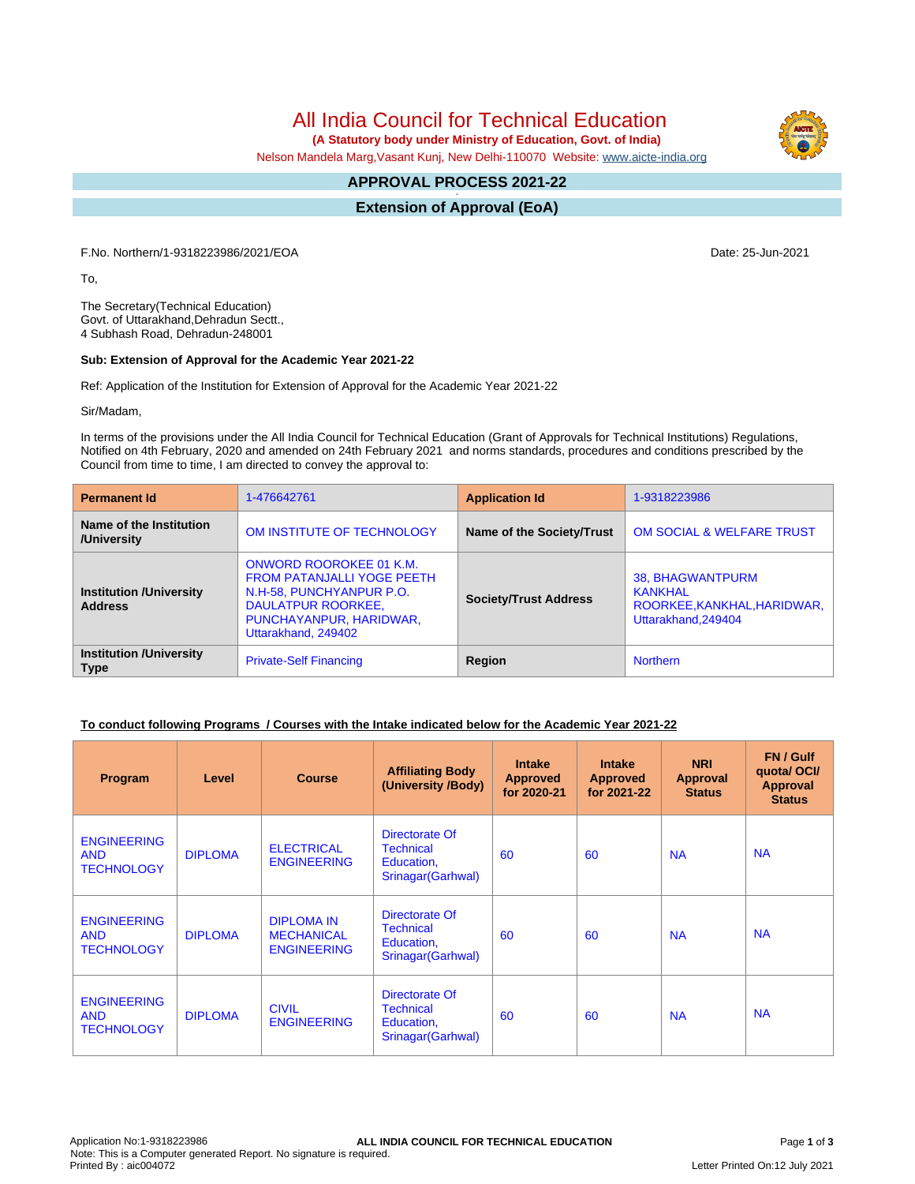# All India Council for Technical Education

**(A Statutory body under Ministry of Education, Govt. of India)**

Nelson Mandela Marg,Vasant Kunj, New Delhi-110070 Website: www.aicte-india.org

## APPROVAL PROCESS 2021-22

## Extension of Approval (EoA)

F.No. Northern/1-9318223986/2021/EOA

Date: 25-Jun-2021

To,

The Secretary(Technical Education)
Govt. of Uttarakhand,Dehradun Sectt.,
4 Subhash Road, Dehradun-248001

**Sub: Extension of Approval for the Academic Year 2021-22**

Ref: Application of the Institution for Extension of Approval for the Academic Year 2021-22

Sir/Madam,

In terms of the provisions under the All India Council for Technical Education (Grant of Approvals for Technical Institutions) Regulations, Notified on 4th February, 2020 and amended on 24th February 2021 and norms standards, procedures and conditions prescribed by the Council from time to time, I am directed to convey the approval to:

| **Permanent Id** | 1-476642761 | **Application Id** | 1-9318223986 |
|---|---|---|---|
| **Name of the Institution /University** | OM INSTITUTE OF TECHNOLOGY | **Name of the Society/Trust** | OM SOCIAL & WELFARE TRUST |
| **Institution /University Address** | ONWORD ROOROKEE 01 K.M. FROM PATANJALLI YOGE PEETH N.H-58, PUNCHYANPUR P.O. DAULATPUR ROORKEE, PUNCHAYANPUR, HARIDWAR, Uttarakhand, 249402 | **Society/Trust Address** | 38, BHAGWANTPURM KANKHAL ROORKEE,KANKHAL,HARIDWAR, Uttarakhand,249404 |
| **Institution /University Type** | Private-Self Financing | **Region** | Northern |

**To conduct following Programs / Courses with the Intake indicated below for the Academic Year 2021-22**

| Program | Level | Course | Affiliating Body (University /Body) | Intake Approved for 2020-21 | Intake Approved for 2021-22 | NRI Approval Status | FN / Gulf quota/ OCI/ Approval Status |
|---|---|---|---|---|---|---|---|
| ENGINEERING AND TECHNOLOGY | DIPLOMA | ELECTRICAL ENGINEERING | Directorate Of Technical Education, Srinagar(Garhwal) | 60 | 60 | NA | NA |
| ENGINEERING AND TECHNOLOGY | DIPLOMA | DIPLOMA IN MECHANICAL ENGINEERING | Directorate Of Technical Education, Srinagar(Garhwal) | 60 | 60 | NA | NA |
| ENGINEERING AND TECHNOLOGY | DIPLOMA | CIVIL ENGINEERING | Directorate Of Technical Education, Srinagar(Garhwal) | 60 | 60 | NA | NA |

Application No:1-9318223986
Note: This is a Computer generated Report. No signature is required.
Printed By : aic004072

Letter Printed On:12 July 2021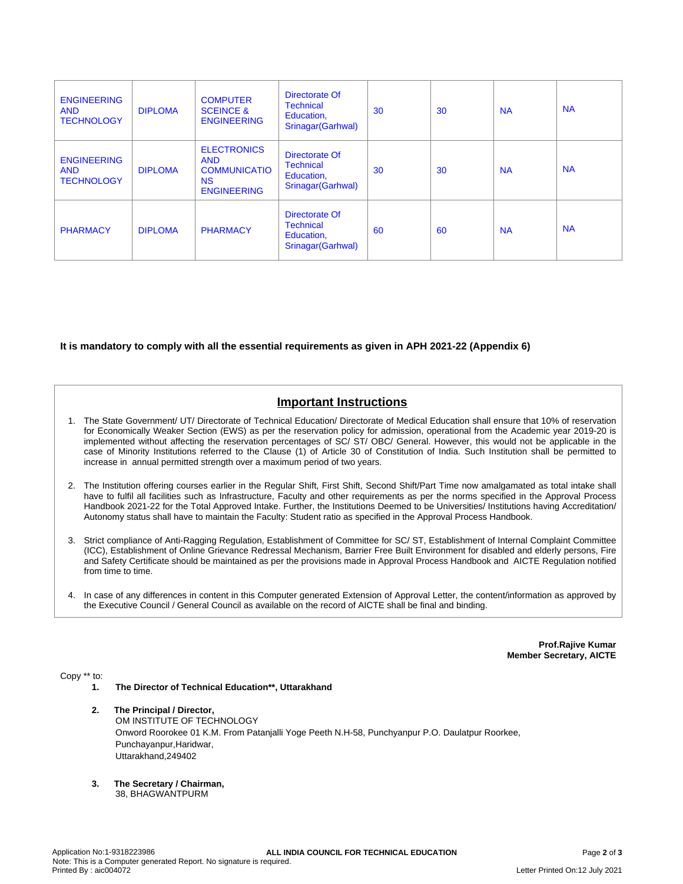| ENGINEERING AND TECHNOLOGY | DIPLOMA | COMPUTER SCEINCE & ENGINEERING | Directorate Of Technical Education, Srinagar(Garhwal) | 30 | 30 | NA | NA |
|---|---|---|---|---|---|---|---|
| ENGINEERING AND TECHNOLOGY | DIPLOMA | ELECTRONICS AND COMMUNICATIONS ENGINEERING | Directorate Of Technical Education, Srinagar(Garhwal) | 30 | 30 | NA | NA |
| PHARMACY | DIPLOMA | PHARMACY | Directorate Of Technical Education, Srinagar(Garhwal) | 60 | 60 | NA | NA |

**It is mandatory to comply with all the essential requirements as given in APH 2021-22 (Appendix 6)**

## Important Instructions

1. The State Government/ UT/ Directorate of Technical Education/ Directorate of Medical Education shall ensure that 10% of reservation for Economically Weaker Section (EWS) as per the reservation policy for admission, operational from the Academic year 2019-20 is implemented without affecting the reservation percentages of SC/ ST/ OBC/ General. However, this would not be applicable in the case of Minority Institutions referred to the Clause (1) of Article 30 of Constitution of India. Such Institution shall be permitted to increase in annual permitted strength over a maximum period of two years.

2. The Institution offering courses earlier in the Regular Shift, First Shift, Second Shift/Part Time now amalgamated as total intake shall have to fulfil all facilities such as Infrastructure, Faculty and other requirements as per the norms specified in the Approval Process Handbook 2021-22 for the Total Approved Intake. Further, the Institutions Deemed to be Universities/ Institutions having Accreditation/ Autonomy status shall have to maintain the Faculty: Student ratio as specified in the Approval Process Handbook.

3. Strict compliance of Anti-Ragging Regulation, Establishment of Committee for SC/ ST, Establishment of Internal Complaint Committee (ICC), Establishment of Online Grievance Redressal Mechanism, Barrier Free Built Environment for disabled and elderly persons, Fire and Safety Certificate should be maintained as per the provisions made in Approval Process Handbook and AICTE Regulation notified from time to time.

4. In case of any differences in content in this Computer generated Extension of Approval Letter, the content/information as approved by the Executive Council / General Council as available on the record of AICTE shall be final and binding.

**Prof.Rajive Kumar**
**Member Secretary, AICTE**

Copy ** to:

1. **The Director of Technical Education**, Uttarakhand**

2. **The Principal / Director,**
   OM INSTITUTE OF TECHNOLOGY
   Onword Roorokee 01 K.M. From Patanjalli Yoge Peeth N.H-58, Punchyanpur P.O. Daulatpur Roorkee, Punchayanpur,Haridwar,
   Uttarakhand,249402

3. **The Secretary / Chairman,**
   38, BHAGWANTPURM

Application No:1-9318223986
Note: This is a Computer generated Report. No signature is required.
Printed By : aic004072
Letter Printed On:12 July 2021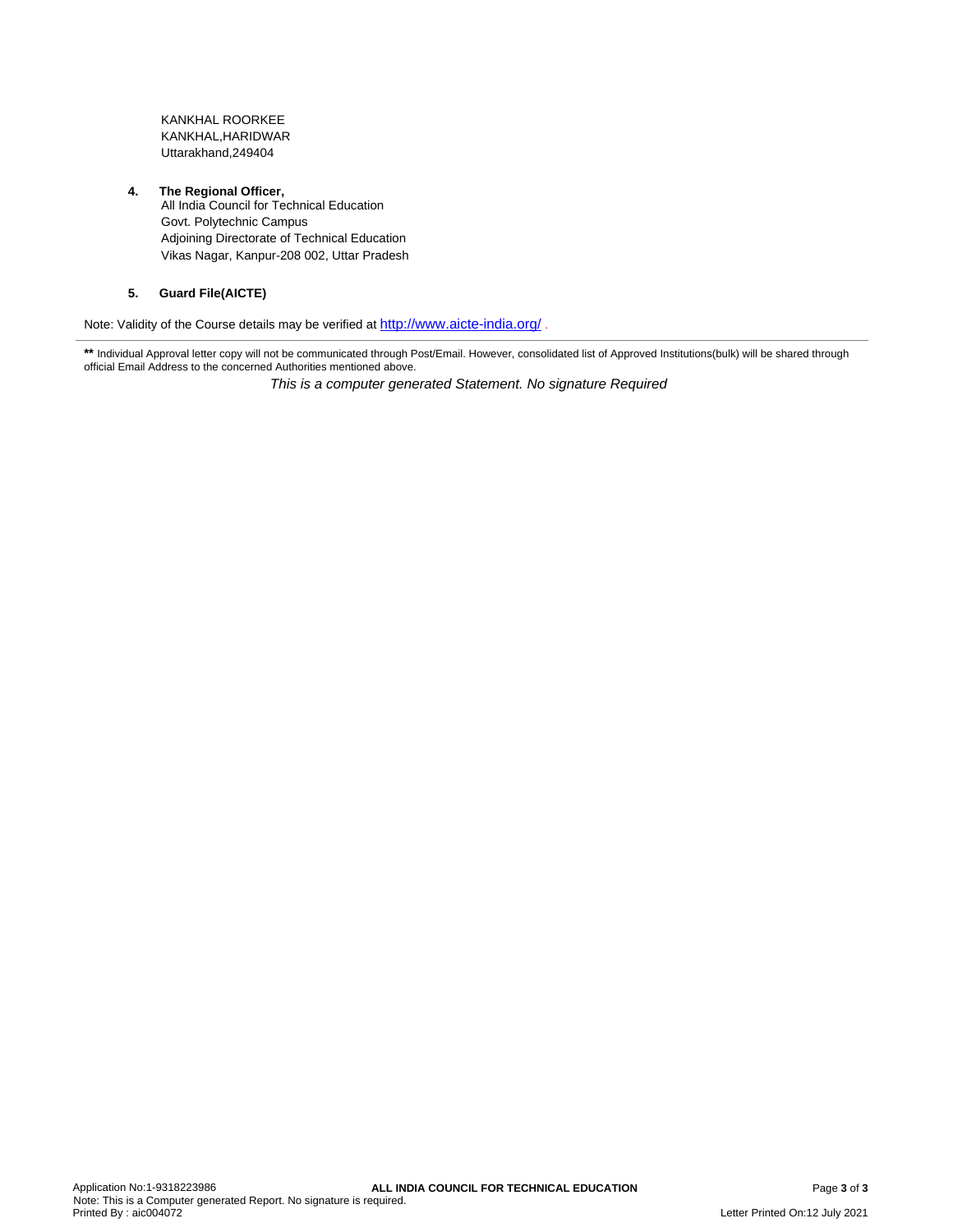KANKHAL ROORKEE
KANKHAL,HARIDWAR
Uttarakhand,249404

4. **The Regional Officer,**
   All India Council for Technical Education
   Govt. Polytechnic Campus
   Adjoining Directorate of Technical Education
   Vikas Nagar, Kanpur-208 002, Uttar Pradesh

5. **Guard File(AICTE)**

Note: Validity of the Course details may be verified at http://www.aicte-india.org/ .

---

**\*\*** Individual Approval letter copy will not be communicated through Post/Email. However, consolidated list of Approved Institutions(bulk) will be shared through official Email Address to the concerned Authorities mentioned above.

*This is a computer generated Statement. No signature Required*